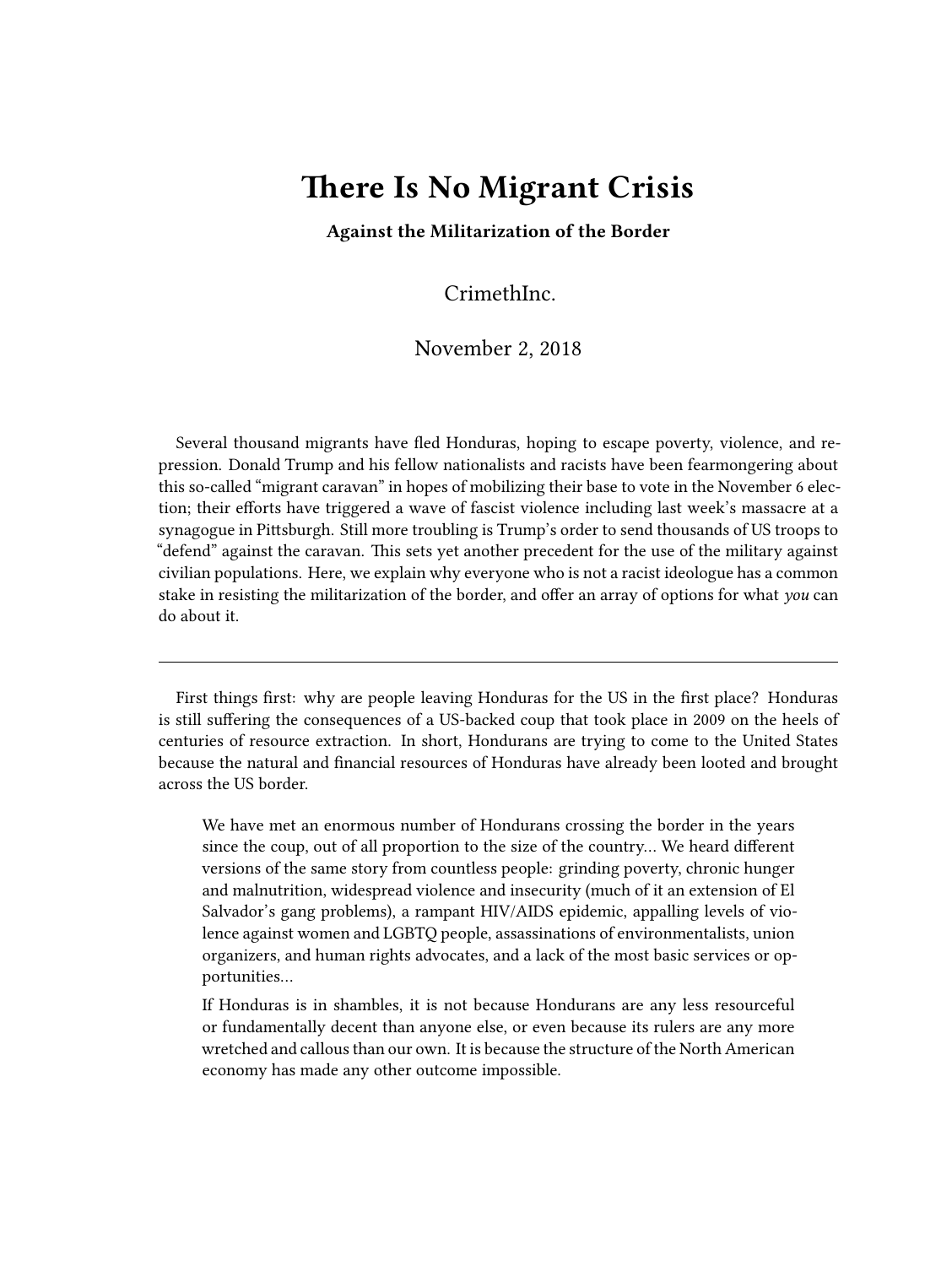# There Is No Migrant Crisis

**Against the Militarization of the Border**

CrimethInc.

November 2, 2018

Several thousand migrants have fled Honduras, hoping to escape poverty, violence, and repression. Donald Trump and his fellow nationalists and racists have been fearmongering about this so-called "migrant caravan" in hopes of mobilizing their base to vote in the November 6 election; their efforts have triggered a wave of fascist violence including last week's massacre at a synagogue in Pittsburgh. Still more troubling is Trump's order to send thousands of US troops to "defend" against the caravan. This sets yet another precedent for the use of the military against civilian populations. Here, we explain why everyone who is not a racist ideologue has a common stake in resisting the militarization of the border, and offer an array of options for what *you* can do about it.

---

First things first: why are people leaving Honduras for the US in the first place? Honduras is still suffering the consequences of a US-backed coup that took place in 2009 on the heels of centuries of resource extraction. In short, Hondurans are trying to come to the United States because the natural and financial resources of Honduras have already been looted and brought across the US border.

> We have met an enormous number of Hondurans crossing the border in the years since the coup, out of all proportion to the size of the country… We heard different versions of the same story from countless people: grinding poverty, chronic hunger and malnutrition, widespread violence and insecurity (much of it an extension of El Salvador's gang problems), a rampant HIV/AIDS epidemic, appalling levels of violence against women and LGBTQ people, assassinations of environmentalists, union organizers, and human rights advocates, and a lack of the most basic services or opportunities…
>
> If Honduras is in shambles, it is not because Hondurans are any less resourceful or fundamentally decent than anyone else, or even because its rulers are any more wretched and callous than our own. It is because the structure of the North American economy has made any other outcome impossible.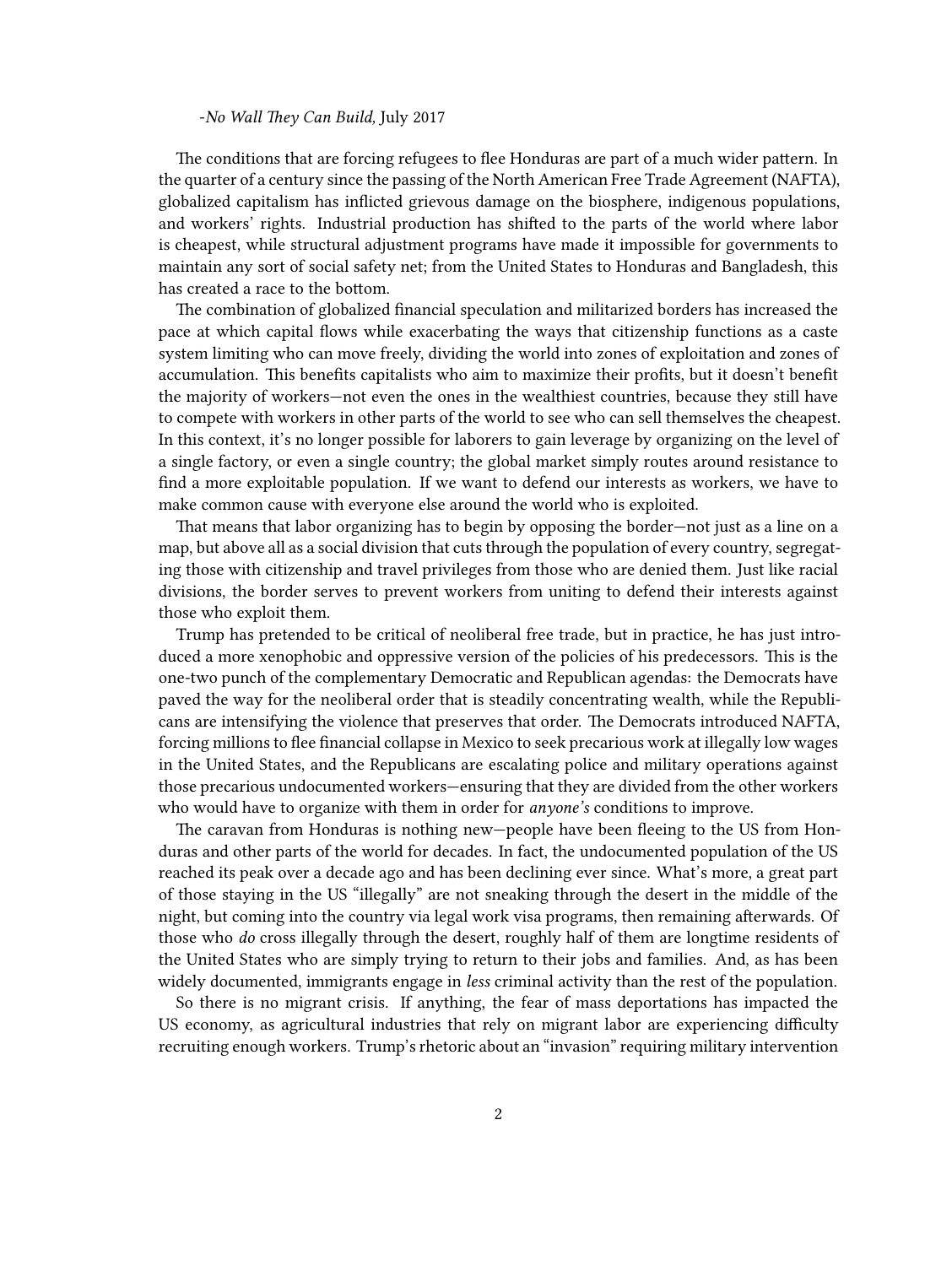-*No Wall They Can Build,* July 2017

The conditions that are forcing refugees to flee Honduras are part of a much wider pattern. In the quarter of a century since the passing of the North American Free Trade Agreement (NAFTA), globalized capitalism has inflicted grievous damage on the biosphere, indigenous populations, and workers' rights. Industrial production has shifted to the parts of the world where labor is cheapest, while structural adjustment programs have made it impossible for governments to maintain any sort of social safety net; from the United States to Honduras and Bangladesh, this has created a race to the bottom.

The combination of globalized financial speculation and militarized borders has increased the pace at which capital flows while exacerbating the ways that citizenship functions as a caste system limiting who can move freely, dividing the world into zones of exploitation and zones of accumulation. This benefits capitalists who aim to maximize their profits, but it doesn't benefit the majority of workers—not even the ones in the wealthiest countries, because they still have to compete with workers in other parts of the world to see who can sell themselves the cheapest. In this context, it's no longer possible for laborers to gain leverage by organizing on the level of a single factory, or even a single country; the global market simply routes around resistance to find a more exploitable population. If we want to defend our interests as workers, we have to make common cause with everyone else around the world who is exploited.

That means that labor organizing has to begin by opposing the border—not just as a line on a map, but above all as a social division that cuts through the population of every country, segregating those with citizenship and travel privileges from those who are denied them. Just like racial divisions, the border serves to prevent workers from uniting to defend their interests against those who exploit them.

Trump has pretended to be critical of neoliberal free trade, but in practice, he has just introduced a more xenophobic and oppressive version of the policies of his predecessors. This is the one-two punch of the complementary Democratic and Republican agendas: the Democrats have paved the way for the neoliberal order that is steadily concentrating wealth, while the Republicans are intensifying the violence that preserves that order. The Democrats introduced NAFTA, forcing millions to flee financial collapse in Mexico to seek precarious work at illegally low wages in the United States, and the Republicans are escalating police and military operations against those precarious undocumented workers—ensuring that they are divided from the other workers who would have to organize with them in order for *anyone's* conditions to improve.

The caravan from Honduras is nothing new—people have been fleeing to the US from Honduras and other parts of the world for decades. In fact, the undocumented population of the US reached its peak over a decade ago and has been declining ever since. What's more, a great part of those staying in the US "illegally" are not sneaking through the desert in the middle of the night, but coming into the country via legal work visa programs, then remaining afterwards. Of those who *do* cross illegally through the desert, roughly half of them are longtime residents of the United States who are simply trying to return to their jobs and families. And, as has been widely documented, immigrants engage in *less* criminal activity than the rest of the population.

So there is no migrant crisis. If anything, the fear of mass deportations has impacted the US economy, as agricultural industries that rely on migrant labor are experiencing difficulty recruiting enough workers. Trump's rhetoric about an "invasion" requiring military intervention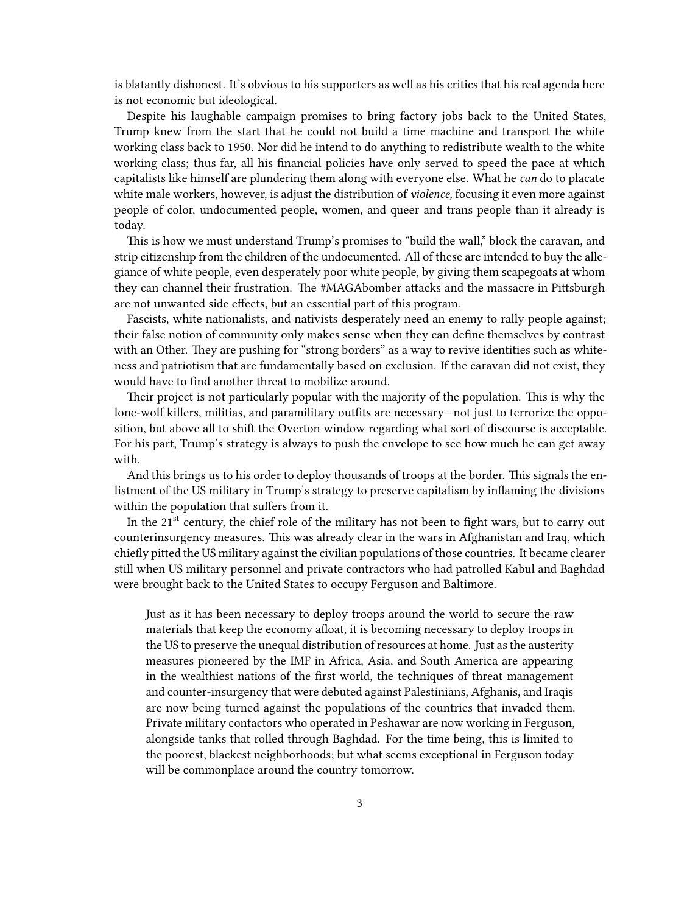is blatantly dishonest. It's obvious to his supporters as well as his critics that his real agenda here is not economic but ideological.

Despite his laughable campaign promises to bring factory jobs back to the United States, Trump knew from the start that he could not build a time machine and transport the white working class back to 1950. Nor did he intend to do anything to redistribute wealth to the white working class; thus far, all his financial policies have only served to speed the pace at which capitalists like himself are plundering them along with everyone else. What he *can* do to placate white male workers, however, is adjust the distribution of *violence,* focusing it even more against people of color, undocumented people, women, and queer and trans people than it already is today.

This is how we must understand Trump's promises to "build the wall," block the caravan, and strip citizenship from the children of the undocumented. All of these are intended to buy the allegiance of white people, even desperately poor white people, by giving them scapegoats at whom they can channel their frustration. The #MAGAbomber attacks and the massacre in Pittsburgh are not unwanted side effects, but an essential part of this program.

Fascists, white nationalists, and nativists desperately need an enemy to rally people against; their false notion of community only makes sense when they can define themselves by contrast with an Other. They are pushing for "strong borders" as a way to revive identities such as whiteness and patriotism that are fundamentally based on exclusion. If the caravan did not exist, they would have to find another threat to mobilize around.

Their project is not particularly popular with the majority of the population. This is why the lone-wolf killers, militias, and paramilitary outfits are necessary—not just to terrorize the opposition, but above all to shift the Overton window regarding what sort of discourse is acceptable. For his part, Trump's strategy is always to push the envelope to see how much he can get away with.

And this brings us to his order to deploy thousands of troops at the border. This signals the enlistment of the US military in Trump's strategy to preserve capitalism by inflaming the divisions within the population that suffers from it.

In the 21st century, the chief role of the military has not been to fight wars, but to carry out counterinsurgency measures. This was already clear in the wars in Afghanistan and Iraq, which chiefly pitted the US military against the civilian populations of those countries. It became clearer still when US military personnel and private contractors who had patrolled Kabul and Baghdad were brought back to the United States to occupy Ferguson and Baltimore.

> Just as it has been necessary to deploy troops around the world to secure the raw materials that keep the economy afloat, it is becoming necessary to deploy troops in the US to preserve the unequal distribution of resources at home. Just as the austerity measures pioneered by the IMF in Africa, Asia, and South America are appearing in the wealthiest nations of the first world, the techniques of threat management and counter-insurgency that were debuted against Palestinians, Afghanis, and Iraqis are now being turned against the populations of the countries that invaded them. Private military contactors who operated in Peshawar are now working in Ferguson, alongside tanks that rolled through Baghdad. For the time being, this is limited to the poorest, blackest neighborhoods; but what seems exceptional in Ferguson today will be commonplace around the country tomorrow.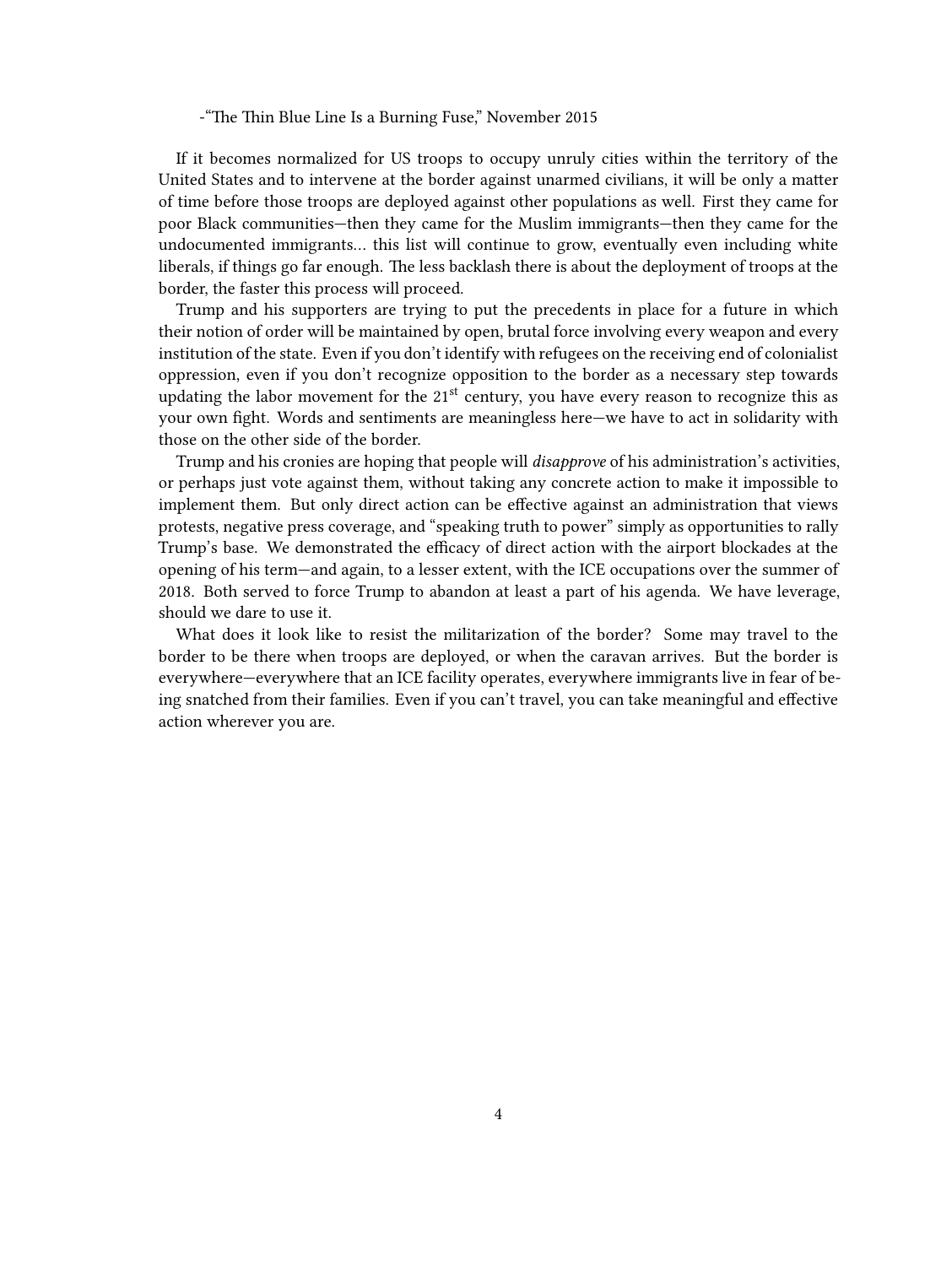-"The Thin Blue Line Is a Burning Fuse," November 2015

If it becomes normalized for US troops to occupy unruly cities within the territory of the United States and to intervene at the border against unarmed civilians, it will be only a matter of time before those troops are deployed against other populations as well. First they came for poor Black communities—then they came for the Muslim immigrants—then they came for the undocumented immigrants… this list will continue to grow, eventually even including white liberals, if things go far enough. The less backlash there is about the deployment of troops at the border, the faster this process will proceed.

Trump and his supporters are trying to put the precedents in place for a future in which their notion of order will be maintained by open, brutal force involving every weapon and every institution of the state. Even if you don't identify with refugees on the receiving end of colonialist oppression, even if you don't recognize opposition to the border as a necessary step towards updating the labor movement for the 21st century, you have every reason to recognize this as your own fight. Words and sentiments are meaningless here—we have to act in solidarity with those on the other side of the border.

Trump and his cronies are hoping that people will *disapprove* of his administration's activities, or perhaps just vote against them, without taking any concrete action to make it impossible to implement them. But only direct action can be effective against an administration that views protests, negative press coverage, and "speaking truth to power" simply as opportunities to rally Trump's base. We demonstrated the efficacy of direct action with the airport blockades at the opening of his term—and again, to a lesser extent, with the ICE occupations over the summer of 2018. Both served to force Trump to abandon at least a part of his agenda. We have leverage, should we dare to use it.

What does it look like to resist the militarization of the border? Some may travel to the border to be there when troops are deployed, or when the caravan arrives. But the border is everywhere—everywhere that an ICE facility operates, everywhere immigrants live in fear of being snatched from their families. Even if you can't travel, you can take meaningful and effective action wherever you are.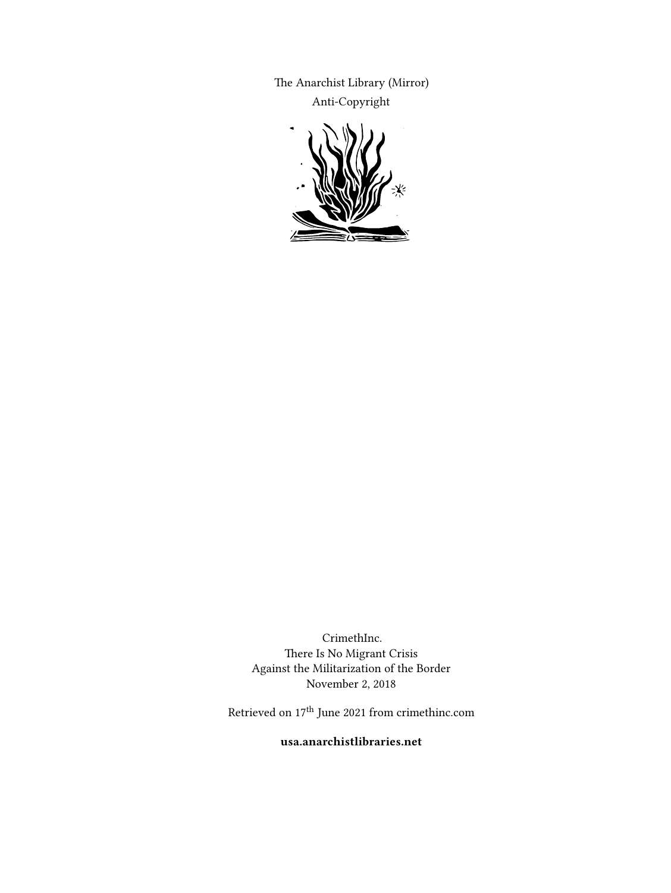The Anarchist Library (Mirror)
Anti-Copyright

CrimethInc.
There Is No Migrant Crisis
Against the Militarization of the Border
November 2, 2018

Retrieved on 17th June 2021 from crimethinc.com

**usa.anarchistlibraries.net**